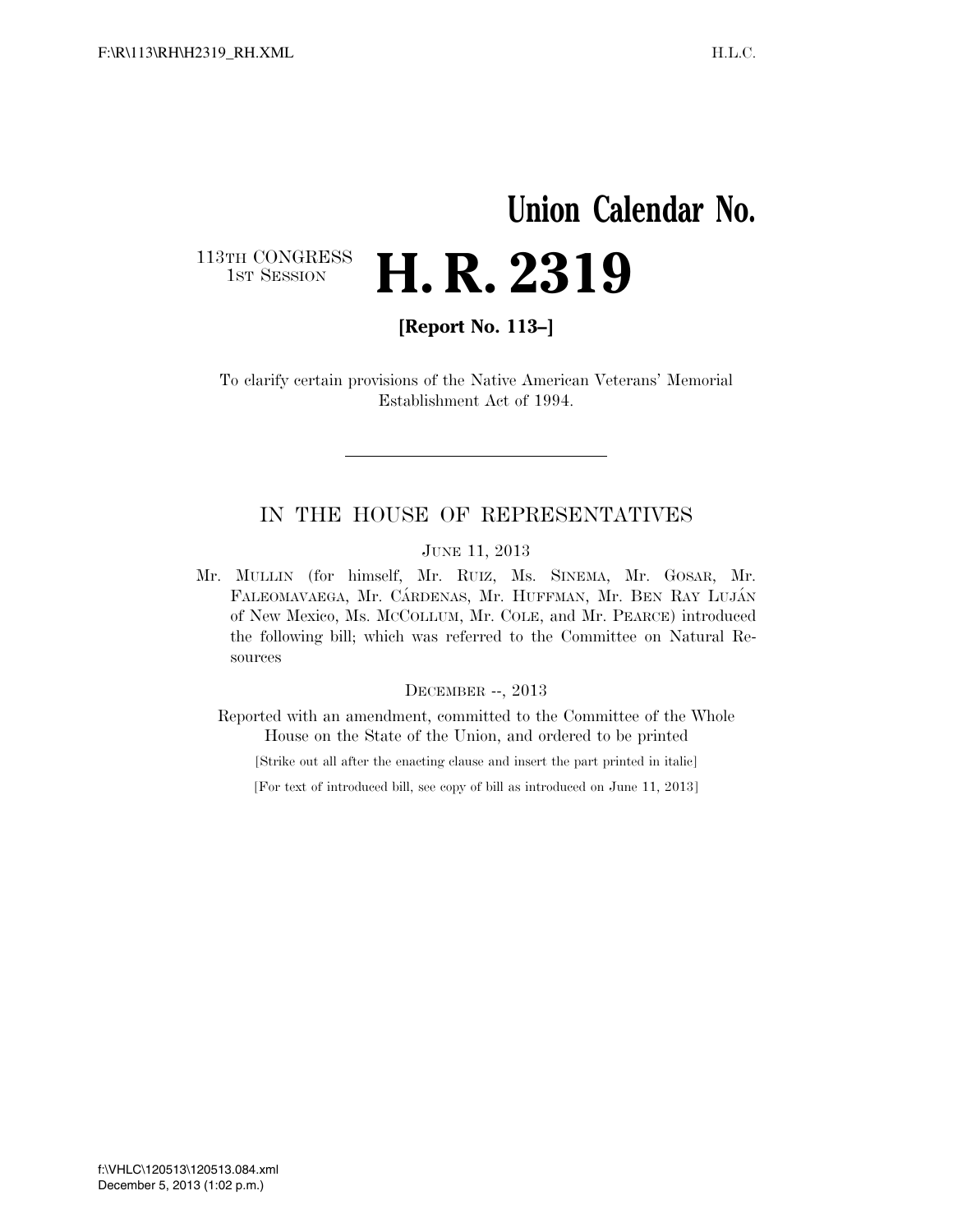# Union Calendar No.

113TH CONGRESS
1ST SESSION

# H. R. 2319

**[Report No. 113–]**

To clarify certain provisions of the Native American Veterans' Memorial Establishment Act of 1994.

---

## IN THE HOUSE OF REPRESENTATIVES

JUNE 11, 2013

Mr. MULLIN (for himself, Mr. RUIZ, Ms. SINEMA, Mr. GOSAR, Mr. FALEOMAVAEGA, Mr. CÁRDENAS, Mr. HUFFMAN, Mr. BEN RAY LUJÁN of New Mexico, Ms. MCCOLLUM, Mr. COLE, and Mr. PEARCE) introduced the following bill; which was referred to the Committee on Natural Resources

DECEMBER --, 2013

Reported with an amendment, committed to the Committee of the Whole House on the State of the Union, and ordered to be printed

[Strike out all after the enacting clause and insert the part printed in italic]

[For text of introduced bill, see copy of bill as introduced on June 11, 2013]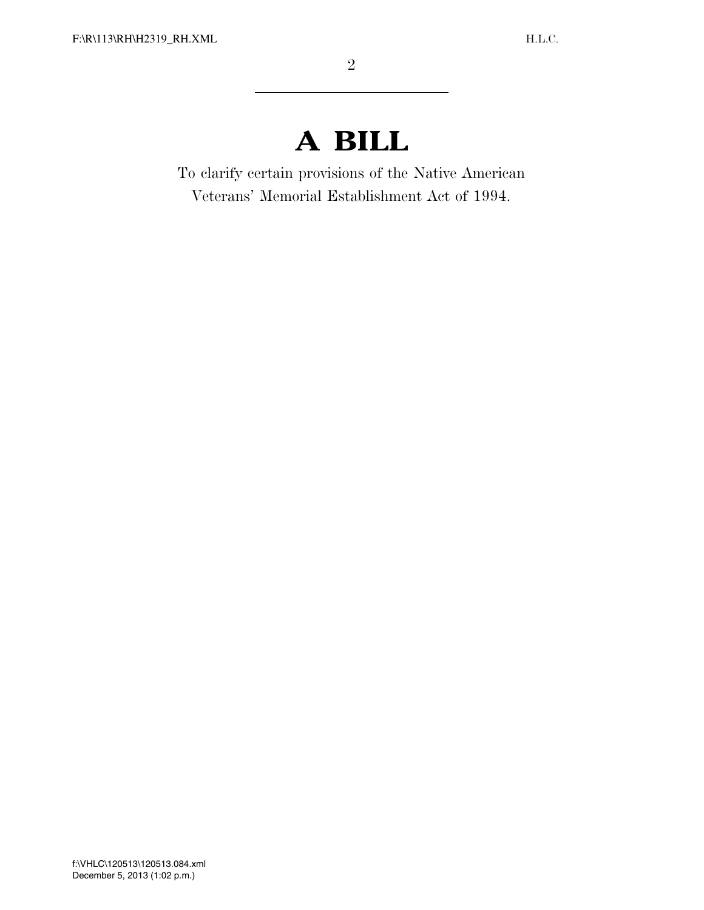# A BILL

To clarify certain provisions of the Native American Veterans' Memorial Establishment Act of 1994.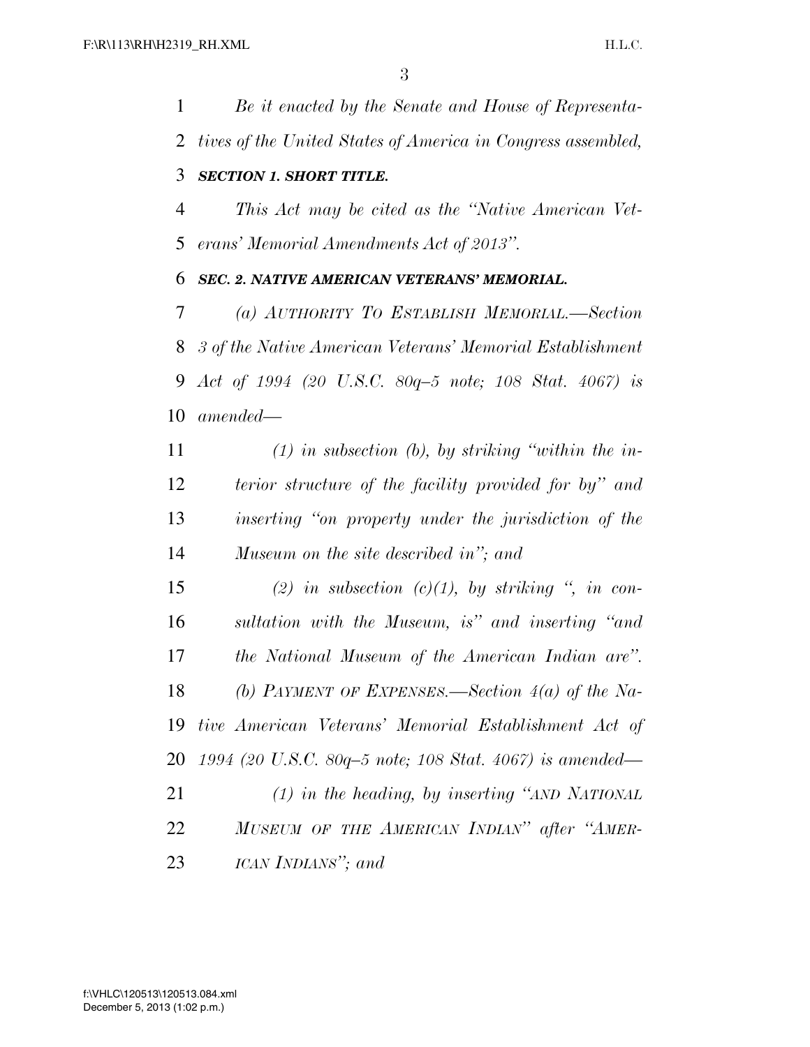*Be it enacted by the Senate and House of Representatives of the United States of America in Congress assembled,*

***SECTION 1. SHORT TITLE.***

*This Act may be cited as the "Native American Veterans' Memorial Amendments Act of 2013".*

***SEC. 2. NATIVE AMERICAN VETERANS' MEMORIAL.***

*(a) AUTHORITY TO ESTABLISH MEMORIAL.—Section 3 of the Native American Veterans' Memorial Establishment Act of 1994 (20 U.S.C. 80q–5 note; 108 Stat. 4067) is amended—*

*(1) in subsection (b), by striking "within the interior structure of the facility provided for by" and inserting "on property under the jurisdiction of the Museum on the site described in"; and*

*(2) in subsection (c)(1), by striking ", in consultation with the Museum, is" and inserting "and the National Museum of the American Indian are".*

*(b) PAYMENT OF EXPENSES.—Section 4(a) of the Native American Veterans' Memorial Establishment Act of 1994 (20 U.S.C. 80q–5 note; 108 Stat. 4067) is amended—*

*(1) in the heading, by inserting "AND NATIONAL MUSEUM OF THE AMERICAN INDIAN" after "AMERICAN INDIANS"; and*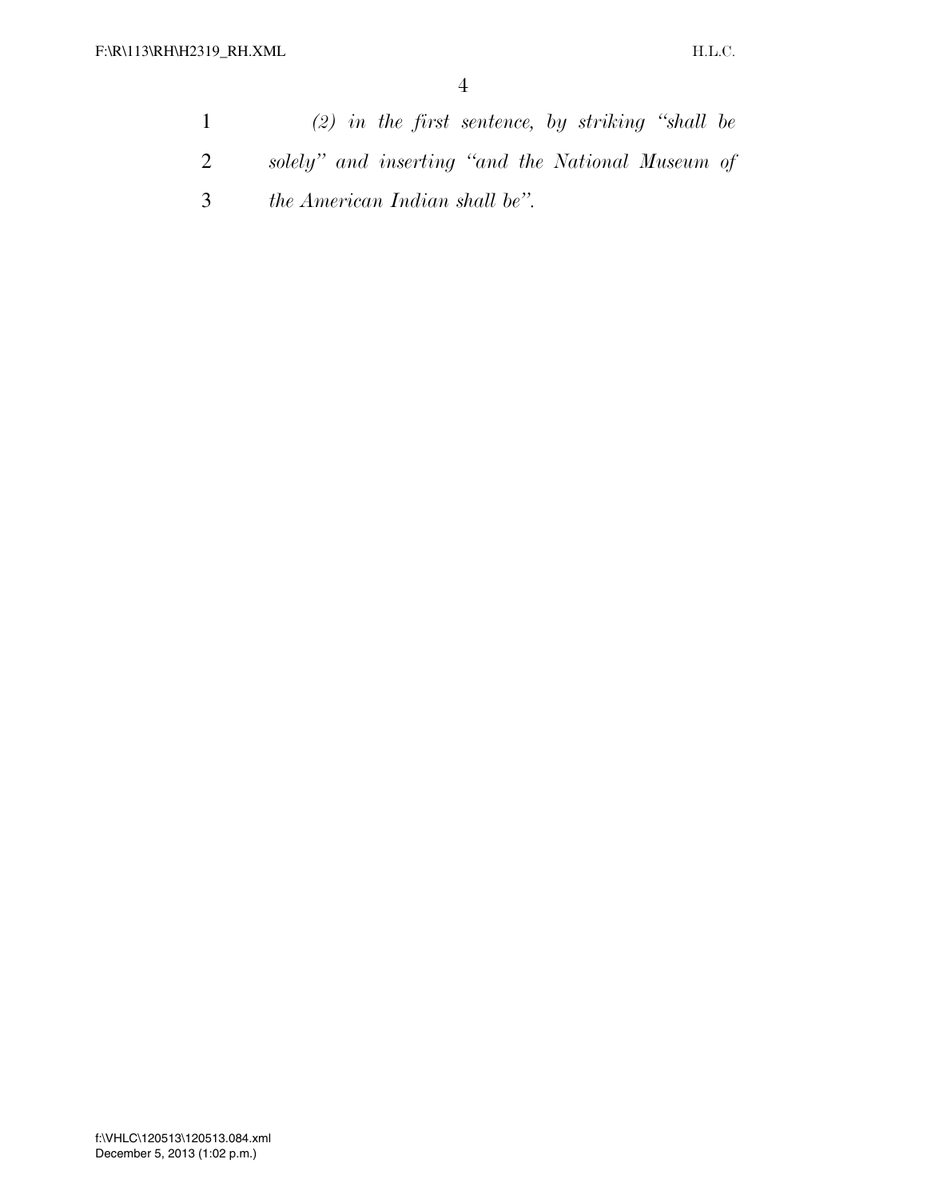*(2) in the first sentence, by striking "shall be solely" and inserting "and the National Museum of the American Indian shall be".*